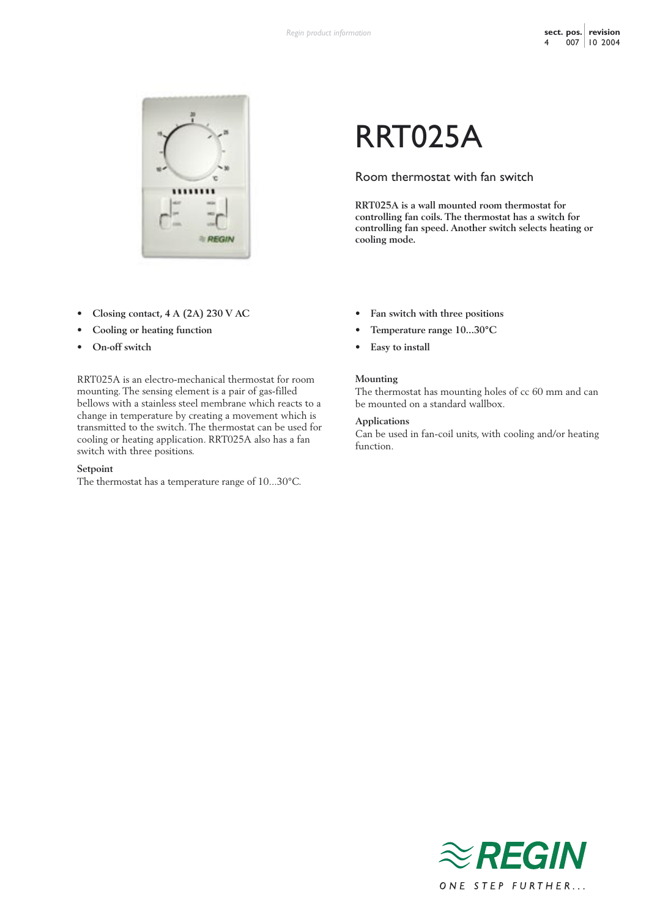# RRT025A

## Room thermostat with fan switch

**RRT025A is a wall mounted room thermostat for controlling fan coils. The thermostat has a switch for controlling fan speed. Another switch selects heating or cooling mode.**

- **Closing contact, 4 A (2A) 230 V AC**
- **Cooling or heating function**
- **On-off switch**
- **Fan switch with three positions**
- **Temperature range 10...30°C**
- **Easy to install**

RRT025A is an electro-mechanical thermostat for room mounting. The sensing element is a pair of gas-filled bellows with a stainless steel membrane which reacts to a change in temperature by creating a movement which is transmitted to the switch. The thermostat can be used for cooling or heating application. RRT025A also has a fan switch with three positions.

**Setpoint**

The thermostat has a temperature range of 10...30°C.

**Mounting**

The thermostat has mounting holes of cc 60 mm and can be mounted on a standard wallbox.

**Applications**

Can be used in fan-coil units, with cooling and/or heating function.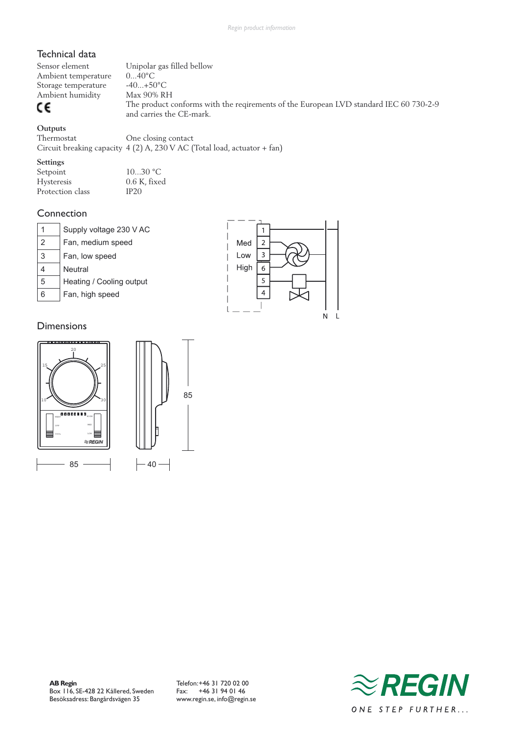## Technical data

| | |
|---|---|
| Sensor element | Unipolar gas filled bellow |
| Ambient temperature | 0...40°C |
| Storage temperature | -40...+50°C |
| Ambient humidity | Max 90% RH |
| CE | The product conforms with the reqirements of the European LVD standard IEC 60 730-2-9 and carries the CE-mark. |

**Outputs**

| | |
|---|---|
| Thermostat | One closing contact |
| Circuit breaking capacity | 4 (2) A, 230 V AC (Total load, actuator + fan) |

**Settings**

| | |
|---|---|
| Setpoint | 10...30 °C |
| Hysteresis | 0.6 K, fixed |
| Protection class | IP20 |

## Connection

| | |
|---|---|
| 1 | Supply voltage 230 V AC |
| 2 | Fan, medium speed |
| 3 | Fan, low speed |
| 4 | Neutral |
| 5 | Heating / Cooling output |
| 6 | Fan, high speed |

Med
Low
High
1
2
3
6
5
4
N L

## Dimensions

20
15
25
10
30
HEAT HIGH
OFF MED
COOL LOW
REGIN
85
85
40

**AB Regin**
Box 116, SE-428 22 Kållered, Sweden
Besöksadress: Bangårdsvägen 35

Telefon: +46 31 720 02 00
Fax: +46 31 94 01 46
www.regin.se, info@regin.se

REGIN
ONE STEP FURTHER...